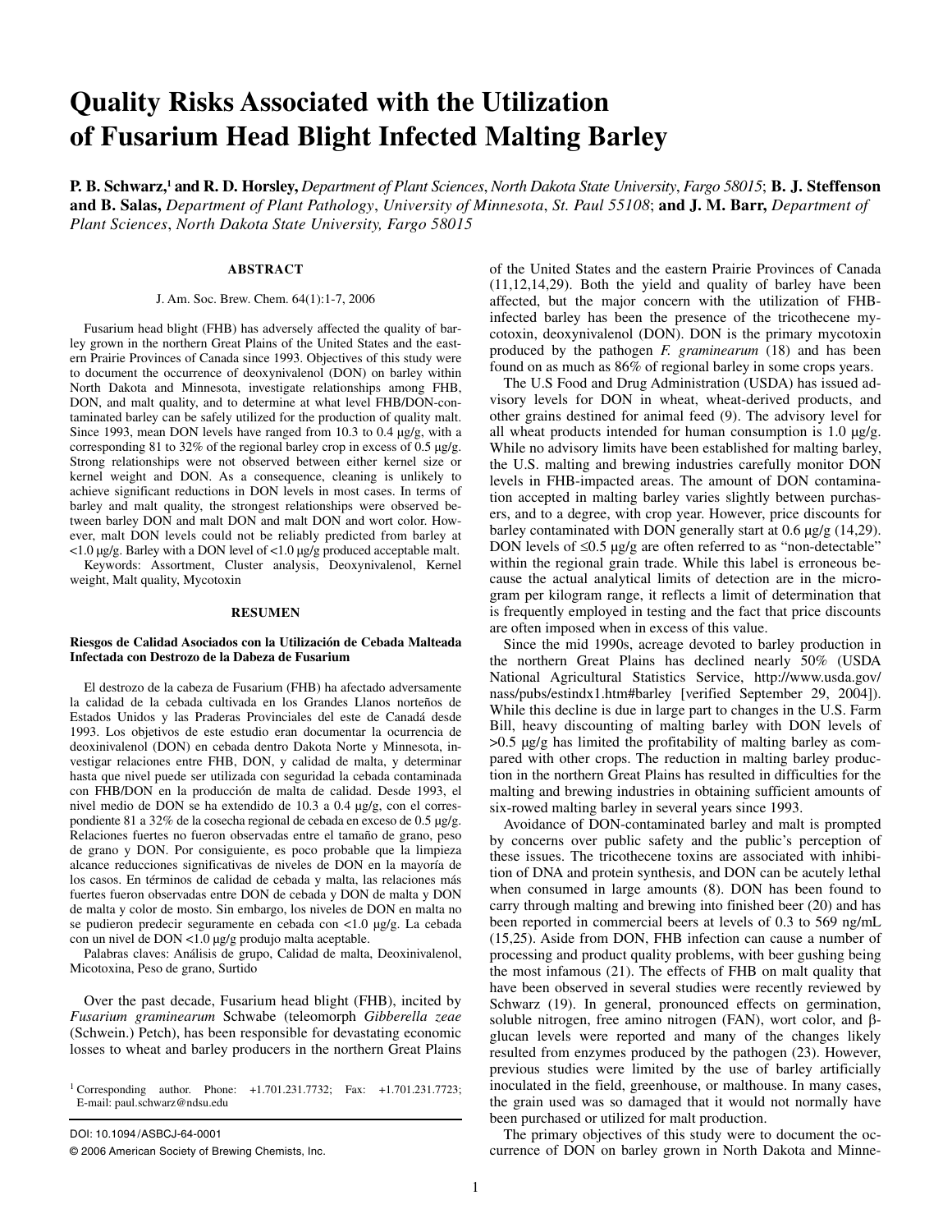# Quality Risks Associated with the Utilization of Fusarium Head Blight Infected Malting Barley

**P. B. Schwarz,[1] and R. D. Horsley,** *Department of Plant Sciences, North Dakota State University, Fargo 58015*; **B. J. Steffenson and B. Salas,** *Department of Plant Pathology, University of Minnesota, St. Paul 55108*; **and J. M. Barr,** *Department of Plant Sciences, North Dakota State University, Fargo 58015*

## ABSTRACT

J. Am. Soc. Brew. Chem. 64(1):1-7, 2006

Fusarium head blight (FHB) has adversely affected the quality of barley grown in the northern Great Plains of the United States and the eastern Prairie Provinces of Canada since 1993. Objectives of this study were to document the occurrence of deoxynivalenol (DON) on barley within North Dakota and Minnesota, investigate relationships among FHB, DON, and malt quality, and to determine at what level FHB/DON-contaminated barley can be safely utilized for the production of quality malt. Since 1993, mean DON levels have ranged from 10.3 to 0.4 µg/g, with a corresponding 81 to 32% of the regional barley crop in excess of 0.5 µg/g. Strong relationships were not observed between either kernel size or kernel weight and DON. As a consequence, cleaning is unlikely to achieve significant reductions in DON levels in most cases. In terms of barley and malt quality, the strongest relationships were observed between barley DON and malt DON and malt DON and wort color. However, malt DON levels could not be reliably predicted from barley at <1.0 µg/g. Barley with a DON level of <1.0 µg/g produced acceptable malt.

Keywords: Assortment, Cluster analysis, Deoxynivalenol, Kernel weight, Malt quality, Mycotoxin

## RESUMEN

**Riesgos de Calidad Asociados con la Utilización de Cebada Malteada Infectada con Destrozo de la Dabeza de Fusarium**

El destrozo de la cabeza de Fusarium (FHB) ha afectado adversamente la calidad de la cebada cultivada en los Grandes Llanos norteños de Estados Unidos y las Praderas Provinciales del este de Canadá desde 1993. Los objetivos de este estudio eran documentar la ocurrencia de deoxinivalenol (DON) en cebada dentro Dakota Norte y Minnesota, investigar relaciones entre FHB, DON, y calidad de malta, y determinar hasta que nivel puede ser utilizada con seguridad la cebada contaminada con FHB/DON en la producción de malta de calidad. Desde 1993, el nivel medio de DON se ha extendido de 10.3 a 0.4 µg/g, con el correspondiente 81 a 32% de la cosecha regional de cebada en exceso de 0.5 µg/g. Relaciones fuertes no fueron observadas entre el tamaño de grano, peso de grano y DON. Por consiguiente, es poco probable que la limpieza alcance reducciones significativas de niveles de DON en la mayoría de los casos. En términos de calidad de cebada y malta, las relaciones más fuertes fueron observadas entre DON de cebada y DON de malta y DON de malta y color de mosto. Sin embargo, los niveles de DON en malta no se pudieron predecir seguramente en cebada con <1.0 µg/g. La cebada con un nivel de DON <1.0 µg/g produjo malta aceptable.

Palabras claves: Análisis de grupo, Calidad de malta, Deoxinivalenol, Micotoxina, Peso de grano, Surtido

Over the past decade, Fusarium head blight (FHB), incited by *Fusarium graminearum* Schwabe (teleomorph *Gibberella zeae* (Schwein.) Petch), has been responsible for devastating economic losses to wheat and barley producers in the northern Great Plains of the United States and the eastern Prairie Provinces of Canada (11,12,14,29). Both the yield and quality of barley have been affected, but the major concern with the utilization of FHB-infected barley has been the presence of the tricothecene mycotoxin, deoxynivalenol (DON). DON is the primary mycotoxin produced by the pathogen *F. graminearum* (18) and has been found on as much as 86% of regional barley in some crops years.

The U.S Food and Drug Administration (USDA) has issued advisory levels for DON in wheat, wheat-derived products, and other grains destined for animal feed (9). The advisory level for all wheat products intended for human consumption is 1.0 µg/g. While no advisory limits have been established for malting barley, the U.S. malting and brewing industries carefully monitor DON levels in FHB-impacted areas. The amount of DON contamination accepted in malting barley varies slightly between purchasers, and to a degree, with crop year. However, price discounts for barley contaminated with DON generally start at 0.6 µg/g (14,29). DON levels of ≤0.5 µg/g are often referred to as "non-detectable" within the regional grain trade. While this label is erroneous because the actual analytical limits of detection are in the microgram per kilogram range, it reflects a limit of determination that is frequently employed in testing and the fact that price discounts are often imposed when in excess of this value.

Since the mid 1990s, acreage devoted to barley production in the northern Great Plains has declined nearly 50% (USDA National Agricultural Statistics Service, http://www.usda.gov/nass/pubs/estindx1.htm#barley [verified September 29, 2004]). While this decline is due in large part to changes in the U.S. Farm Bill, heavy discounting of malting barley with DON levels of >0.5 µg/g has limited the profitability of malting barley as compared with other crops. The reduction in malting barley production in the northern Great Plains has resulted in difficulties for the malting and brewing industries in obtaining sufficient amounts of six-rowed malting barley in several years since 1993.

Avoidance of DON-contaminated barley and malt is prompted by concerns over public safety and the public's perception of these issues. The tricothecene toxins are associated with inhibition of DNA and protein synthesis, and DON can be acutely lethal when consumed in large amounts (8). DON has been found to carry through malting and brewing into finished beer (20) and has been reported in commercial beers at levels of 0.3 to 569 ng/mL (15,25). Aside from DON, FHB infection can cause a number of processing and product quality problems, with beer gushing being the most infamous (21). The effects of FHB on malt quality that have been observed in several studies were recently reviewed by Schwarz (19). In general, pronounced effects on germination, soluble nitrogen, free amino nitrogen (FAN), wort color, and β-glucan levels were reported and many of the changes likely resulted from enzymes produced by the pathogen (23). However, previous studies were limited by the use of barley artificially inoculated in the field, greenhouse, or malthouse. In many cases, the grain used was so damaged that it would not normally have been purchased or utilized for malt production.

The primary objectives of this study were to document the occurrence of DON on barley grown in North Dakota and Minne-

[1] Corresponding author. Phone: +1.701.231.7732; Fax: +1.701.231.7723; E-mail: paul.schwarz@ndsu.edu

DOI: 10.1094/ASBCJ-64-0001

© 2006 American Society of Brewing Chemists, Inc.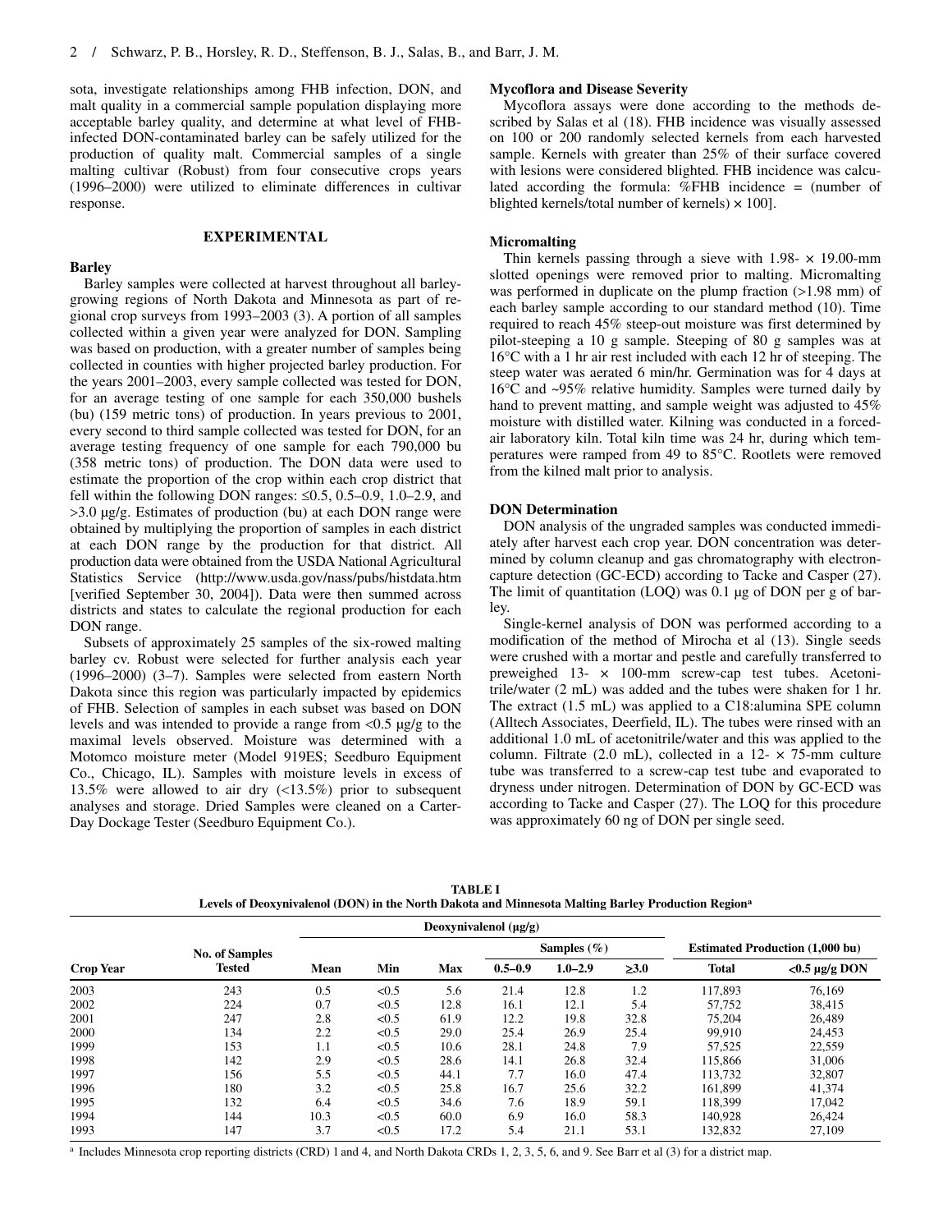sota, investigate relationships among FHB infection, DON, and malt quality in a commercial sample population displaying more acceptable barley quality, and determine at what level of FHB-infected DON-contaminated barley can be safely utilized for the production of quality malt. Commercial samples of a single malting cultivar (Robust) from four consecutive crops years (1996–2000) were utilized to eliminate differences in cultivar response.

## EXPERIMENTAL

### Barley

Barley samples were collected at harvest throughout all barley-growing regions of North Dakota and Minnesota as part of regional crop surveys from 1993–2003 (3). A portion of all samples collected within a given year were analyzed for DON. Sampling was based on production, with a greater number of samples being collected in counties with higher projected barley production. For the years 2001–2003, every sample collected was tested for DON, for an average testing of one sample for each 350,000 bushels (bu) (159 metric tons) of production. In years previous to 2001, every second to third sample collected was tested for DON, for an average testing frequency of one sample for each 790,000 bu (358 metric tons) of production. The DON data were used to estimate the proportion of the crop within each crop district that fell within the following DON ranges: ≤0.5, 0.5–0.9, 1.0–2.9, and >3.0 µg/g. Estimates of production (bu) at each DON range were obtained by multiplying the proportion of samples in each district at each DON range by the production for that district. All production data were obtained from the USDA National Agricultural Statistics Service (http://www.usda.gov/nass/pubs/histdata.htm [verified September 30, 2004]). Data were then summed across districts and states to calculate the regional production for each DON range.

Subsets of approximately 25 samples of the six-rowed malting barley cv. Robust were selected for further analysis each year (1996–2000) (3–7). Samples were selected from eastern North Dakota since this region was particularly impacted by epidemics of FHB. Selection of samples in each subset was based on DON levels and was intended to provide a range from <0.5 µg/g to the maximal levels observed. Moisture was determined with a Motomco moisture meter (Model 919ES; Seedburo Equipment Co., Chicago, IL). Samples with moisture levels in excess of 13.5% were allowed to air dry (<13.5%) prior to subsequent analyses and storage. Dried Samples were cleaned on a Carter-Day Dockage Tester (Seedburo Equipment Co.).

### Mycoflora and Disease Severity

Mycoflora assays were done according to the methods described by Salas et al (18). FHB incidence was visually assessed on 100 or 200 randomly selected kernels from each harvested sample. Kernels with greater than 25% of their surface covered with lesions were considered blighted. FHB incidence was calculated according the formula: %FHB incidence = (number of blighted kernels/total number of kernels) × 100].

### Micromalting

Thin kernels passing through a sieve with 1.98- × 19.00-mm slotted openings were removed prior to malting. Micromalting was performed in duplicate on the plump fraction (>1.98 mm) of each barley sample according to our standard method (10). Time required to reach 45% steep-out moisture was first determined by pilot-steeping a 10 g sample. Steeping of 80 g samples was at 16°C with a 1 hr air rest included with each 12 hr of steeping. The steep water was aerated 6 min/hr. Germination was for 4 days at 16°C and ~95% relative humidity. Samples were turned daily by hand to prevent matting, and sample weight was adjusted to 45% moisture with distilled water. Kilning was conducted in a forced-air laboratory kiln. Total kiln time was 24 hr, during which temperatures were ramped from 49 to 85°C. Rootlets were removed from the kilned malt prior to analysis.

### DON Determination

DON analysis of the ungraded samples was conducted immediately after harvest each crop year. DON concentration was determined by column cleanup and gas chromatography with electron-capture detection (GC-ECD) according to Tacke and Casper (27). The limit of quantitation (LOQ) was 0.1 µg of DON per g of barley.

Single-kernel analysis of DON was performed according to a modification of the method of Mirocha et al (13). Single seeds were crushed with a mortar and pestle and carefully transferred to preweighed 13- × 100-mm screw-cap test tubes. Acetonitrile/water (2 mL) was added and the tubes were shaken for 1 hr. The extract (1.5 mL) was applied to a C18:alumina SPE column (Alltech Associates, Deerfield, IL). The tubes were rinsed with an additional 1.0 mL of acetonitrile/water and this was applied to the column. Filtrate (2.0 mL), collected in a 12- × 75-mm culture tube was transferred to a screw-cap test tube and evaporated to dryness under nitrogen. Determination of DON by GC-ECD was according to Tacke and Casper (27). The LOQ for this procedure was approximately 60 ng of DON per single seed.

**TABLE I**
**Levels of Deoxynivalenol (DON) in the North Dakota and Minnesota Malting Barley Production Region[a]**

| Crop Year | No. of Samples Tested | Deoxynivalenol (µg/g) | | | | | | Estimated Production (1,000 bu) | |
|---|---|---|---|---|---|---|---|---|---|
| | | Mean | Min | Max | Samples (%) 0.5–0.9 | 1.0–2.9 | ≥3.0 | Total | <0.5 µg/g DON |
| 2003 | 243 | 0.5 | <0.5 | 5.6 | 21.4 | 12.8 | 1.2 | 117,893 | 76,169 |
| 2002 | 224 | 0.7 | <0.5 | 12.8 | 16.1 | 12.1 | 5.4 | 57,752 | 38,415 |
| 2001 | 247 | 2.8 | <0.5 | 61.9 | 12.2 | 19.8 | 32.8 | 75,204 | 26,489 |
| 2000 | 134 | 2.2 | <0.5 | 29.0 | 25.4 | 26.9 | 25.4 | 99,910 | 24,453 |
| 1999 | 153 | 1.1 | <0.5 | 10.6 | 28.1 | 24.8 | 7.9 | 57,525 | 22,559 |
| 1998 | 142 | 2.9 | <0.5 | 28.6 | 14.1 | 26.8 | 32.4 | 115,866 | 31,006 |
| 1997 | 156 | 5.5 | <0.5 | 44.1 | 7.7 | 16.0 | 47.4 | 113,732 | 32,807 |
| 1996 | 180 | 3.2 | <0.5 | 25.8 | 16.7 | 25.6 | 32.2 | 161,899 | 41,374 |
| 1995 | 132 | 6.4 | <0.5 | 34.6 | 7.6 | 18.9 | 59.1 | 118,399 | 17,042 |
| 1994 | 144 | 10.3 | <0.5 | 60.0 | 6.9 | 16.0 | 58.3 | 140,928 | 26,424 |
| 1993 | 147 | 3.7 | <0.5 | 17.2 | 5.4 | 21.1 | 53.1 | 132,832 | 27,109 |

[a] Includes Minnesota crop reporting districts (CRD) 1 and 4, and North Dakota CRDs 1, 2, 3, 5, 6, and 9. See Barr et al (3) for a district map.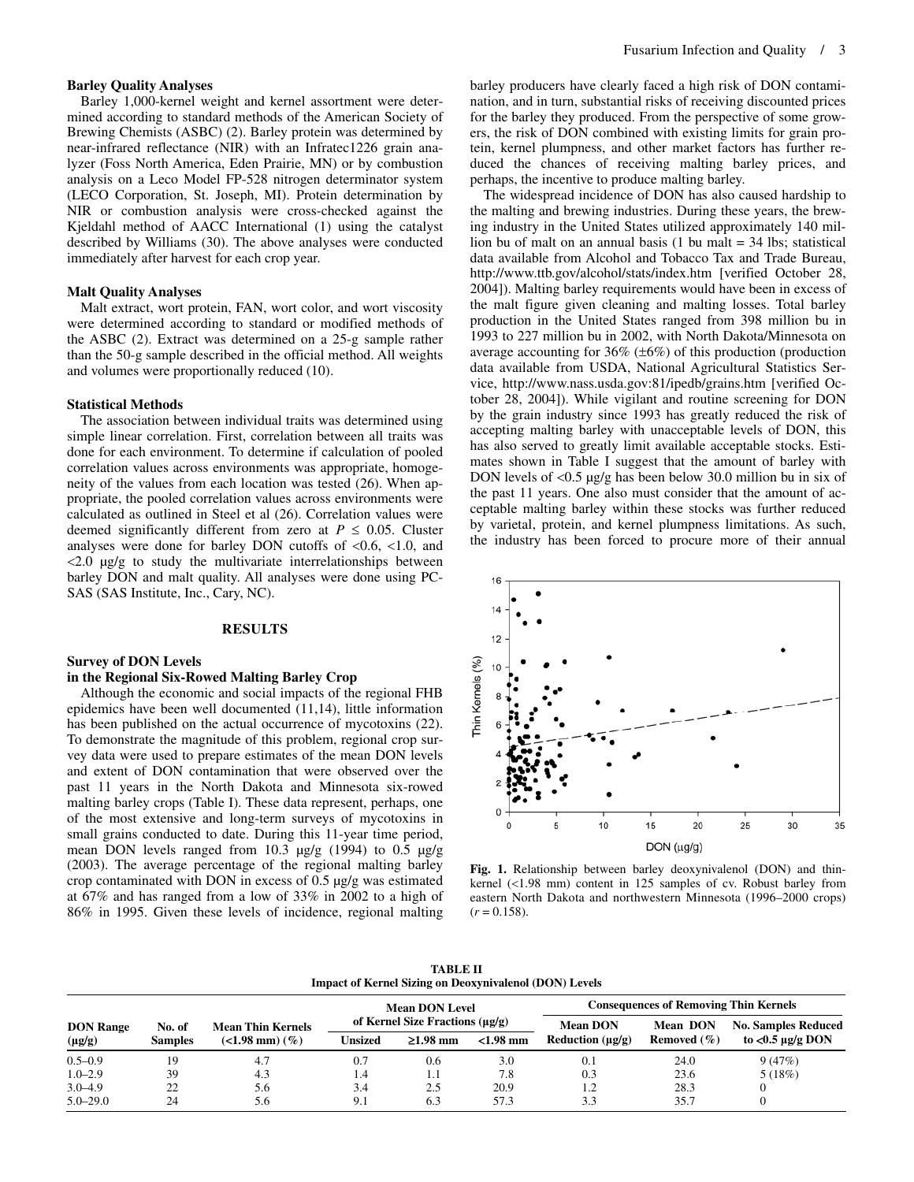### Barley Quality Analyses

Barley 1,000-kernel weight and kernel assortment were determined according to standard methods of the American Society of Brewing Chemists (ASBC) (2). Barley protein was determined by near-infrared reflectance (NIR) with an Infratec1226 grain analyzer (Foss North America, Eden Prairie, MN) or by combustion analysis on a Leco Model FP-528 nitrogen determinator system (LECO Corporation, St. Joseph, MI). Protein determination by NIR or combustion analysis were cross-checked against the Kjeldahl method of AACC International (1) using the catalyst described by Williams (30). The above analyses were conducted immediately after harvest for each crop year.

### Malt Quality Analyses

Malt extract, wort protein, FAN, wort color, and wort viscosity were determined according to standard or modified methods of the ASBC (2). Extract was determined on a 25-g sample rather than the 50-g sample described in the official method. All weights and volumes were proportionally reduced (10).

### Statistical Methods

The association between individual traits was determined using simple linear correlation. First, correlation between all traits was done for each environment. To determine if calculation of pooled correlation values across environments was appropriate, homogeneity of the values from each location was tested (26). When appropriate, the pooled correlation values across environments were calculated as outlined in Steel et al (26). Correlation values were deemed significantly different from zero at $P \leq 0.05$. Cluster analyses were done for barley DON cutoffs of <0.6, <1.0, and <2.0 µg/g to study the multivariate interrelationships between barley DON and malt quality. All analyses were done using PC-SAS (SAS Institute, Inc., Cary, NC).

## RESULTS

### Survey of DON Levels in the Regional Six-Rowed Malting Barley Crop

Although the economic and social impacts of the regional FHB epidemics have been well documented (11,14), little information has been published on the actual occurrence of mycotoxins (22). To demonstrate the magnitude of this problem, regional crop survey data were used to prepare estimates of the mean DON levels and extent of DON contamination that were observed over the past 11 years in the North Dakota and Minnesota six-rowed malting barley crops (Table I). These data represent, perhaps, one of the most extensive and long-term surveys of mycotoxins in small grains conducted to date. During this 11-year time period, mean DON levels ranged from 10.3 µg/g (1994) to 0.5 µg/g (2003). The average percentage of the regional malting barley crop contaminated with DON in excess of 0.5 µg/g was estimated at 67% and has ranged from a low of 33% in 2002 to a high of 86% in 1995. Given these levels of incidence, regional malting barley producers have clearly faced a high risk of DON contamination, and in turn, substantial risks of receiving discounted prices for the barley they produced. From the perspective of some growers, the risk of DON combined with existing limits for grain protein, kernel plumpness, and other market factors has further reduced the chances of receiving malting barley prices, and perhaps, the incentive to produce malting barley.

The widespread incidence of DON has also caused hardship to the malting and brewing industries. During these years, the brewing industry in the United States utilized approximately 140 million bu of malt on an annual basis (1 bu malt = 34 lbs; statistical data available from Alcohol and Tobacco Tax and Trade Bureau, http://www.ttb.gov/alcohol/stats/index.htm [verified October 28, 2004]). Malting barley requirements would have been in excess of the malt figure given cleaning and malting losses. Total barley production in the United States ranged from 398 million bu in 1993 to 227 million bu in 2002, with North Dakota/Minnesota on average accounting for 36% (±6%) of this production (production data available from USDA, National Agricultural Statistics Service, http://www.nass.usda.gov:81/ipedb/grains.htm [verified October 28, 2004]). While vigilant and routine screening for DON by the grain industry since 1993 has greatly reduced the risk of accepting malting barley with unacceptable levels of DON, this has also served to greatly limit available acceptable stocks. Estimates shown in Table I suggest that the amount of barley with DON levels of <0.5 µg/g has been below 30.0 million bu in six of the past 11 years. One also must consider that the amount of acceptable malting barley within these stocks was further reduced by varietal, protein, and kernel plumpness limitations. As such, the industry has been forced to procure more of their annual

**Fig. 1.** Relationship between barley deoxynivalenol (DON) and thin-kernel (<1.98 mm) content in 125 samples of cv. Robust barley from eastern North Dakota and northwestern Minnesota (1996–2000 crops) ($r = 0.158$).

**TABLE II**
**Impact of Kernel Sizing on Deoxynivalenol (DON) Levels**

| DON Range (µg/g) | No. of Samples | Mean Thin Kernels (<1.98 mm) (%) | Mean DON Level of Kernel Size Fractions (µg/g) | | | Consequences of Removing Thin Kernels | | |
|---|---|---|---|---|---|---|---|---|
| | | | Unsized | ≥1.98 mm | <1.98 mm | Mean DON Reduction (µg/g) | Mean DON Removed (%) | No. Samples Reduced to <0.5 µg/g DON |
| 0.5–0.9 | 19 | 4.7 | 0.7 | 0.6 | 3.0 | 0.1 | 24.0 | 9 (47%) |
| 1.0–2.9 | 39 | 4.3 | 1.4 | 1.1 | 7.8 | 0.3 | 23.6 | 5 (18%) |
| 3.0–4.9 | 22 | 5.6 | 3.4 | 2.5 | 20.9 | 1.2 | 28.3 | 0 |
| 5.0–29.0 | 24 | 5.6 | 9.1 | 6.3 | 57.3 | 3.3 | 35.7 | 0 |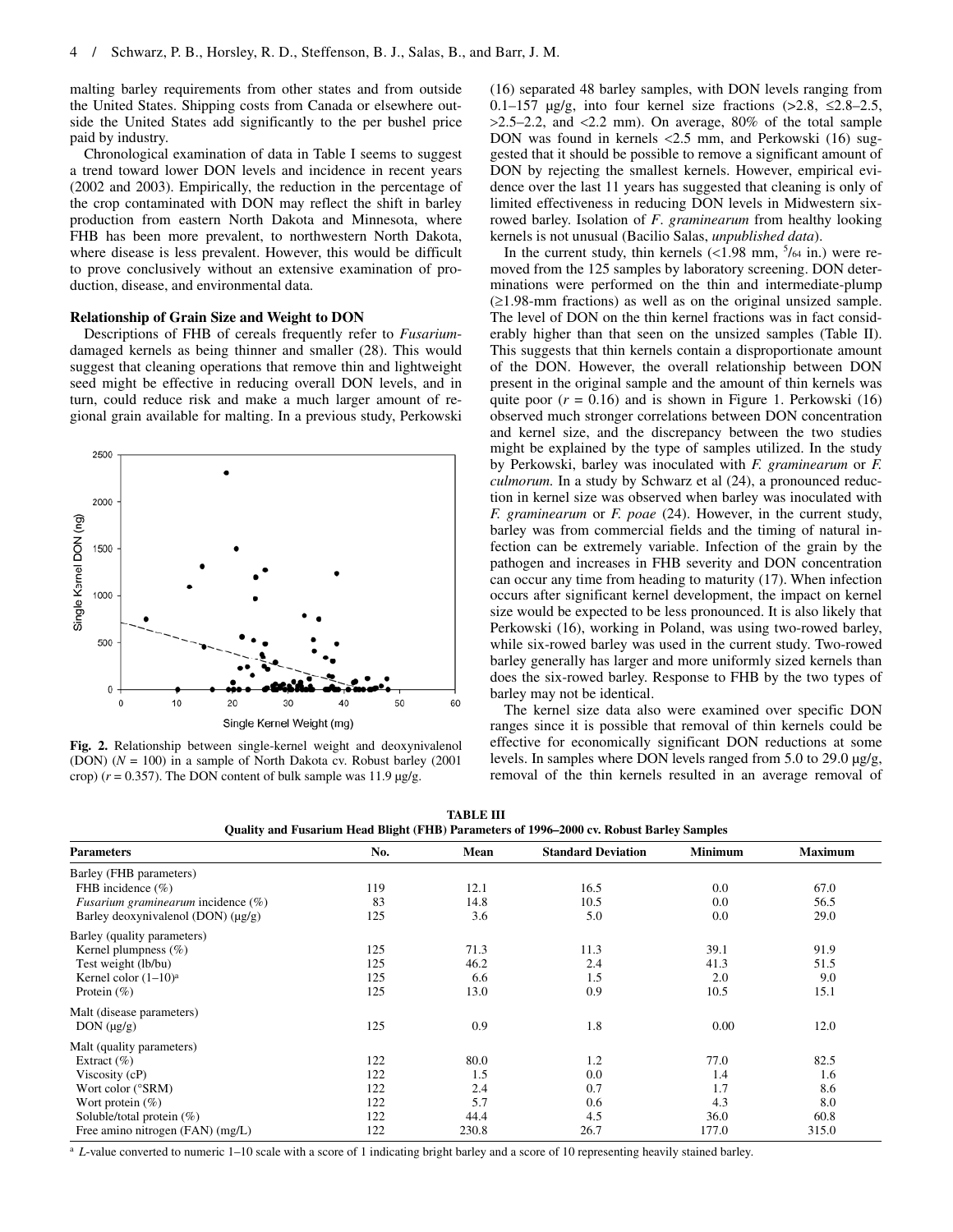malting barley requirements from other states and from outside the United States. Shipping costs from Canada or elsewhere outside the United States add significantly to the per bushel price paid by industry.

Chronological examination of data in Table I seems to suggest a trend toward lower DON levels and incidence in recent years (2002 and 2003). Empirically, the reduction in the percentage of the crop contaminated with DON may reflect the shift in barley production from eastern North Dakota and Minnesota, where FHB has been more prevalent, to northwestern North Dakota, where disease is less prevalent. However, this would be difficult to prove conclusively without an extensive examination of production, disease, and environmental data.

### Relationship of Grain Size and Weight to DON

Descriptions of FHB of cereals frequently refer to *Fusarium*-damaged kernels as being thinner and smaller (28). This would suggest that cleaning operations that remove thin and lightweight seed might be effective in reducing overall DON levels, and in turn, could reduce risk and make a much larger amount of regional grain available for malting. In a previous study, Perkowski (16) separated 48 barley samples, with DON levels ranging from 0.1–157 µg/g, into four kernel size fractions (>2.8, ≤2.8–2.5, >2.5–2.2, and <2.2 mm). On average, 80% of the total sample DON was found in kernels <2.5 mm, and Perkowski (16) suggested that it should be possible to remove a significant amount of DON by rejecting the smallest kernels. However, empirical evidence over the last 11 years has suggested that cleaning is only of limited effectiveness in reducing DON levels in Midwestern six-rowed barley. Isolation of *F. graminearum* from healthy looking kernels is not unusual (Bacilio Salas, *unpublished data*).

**Fig. 2.** Relationship between single-kernel weight and deoxynivalenol (DON) ($N$ = 100) in a sample of North Dakota cv. Robust barley (2001 crop) ($r$ = 0.357). The DON content of bulk sample was 11.9 µg/g.

In the current study, thin kernels (<1.98 mm, 5/64 in.) were removed from the 125 samples by laboratory screening. DON determinations were performed on the thin and intermediate-plump (≥1.98-mm fractions) as well as on the original unsized sample. The level of DON on the thin kernel fractions was in fact considerably higher than that seen on the unsized samples (Table II). This suggests that thin kernels contain a disproportionate amount of the DON. However, the overall relationship between DON present in the original sample and the amount of thin kernels was quite poor ($r$ = 0.16) and is shown in Figure 1. Perkowski (16) observed much stronger correlations between DON concentration and kernel size, and the discrepancy between the two studies might be explained by the type of samples utilized. In the study by Perkowski, barley was inoculated with *F. graminearum* or *F. culmorum.* In a study by Schwarz et al (24), a pronounced reduction in kernel size was observed when barley was inoculated with *F. graminearum* or *F. poae* (24). However, in the current study, barley was from commercial fields and the timing of natural infection can be extremely variable. Infection of the grain by the pathogen and increases in FHB severity and DON concentration can occur any time from heading to maturity (17). When infection occurs after significant kernel development, the impact on kernel size would be expected to be less pronounced. It is also likely that Perkowski (16), working in Poland, was using two-rowed barley, while six-rowed barley was used in the current study. Two-rowed barley generally has larger and more uniformly sized kernels than does the six-rowed barley. Response to FHB by the two types of barley may not be identical.

The kernel size data also were examined over specific DON ranges since it is possible that removal of thin kernels could be effective for economically significant DON reductions at some levels. In samples where DON levels ranged from 5.0 to 29.0 µg/g, removal of the thin kernels resulted in an average removal of

**TABLE III**
**Quality and Fusarium Head Blight (FHB) Parameters of 1996–2000 cv. Robust Barley Samples**

| Parameters | No. | Mean | Standard Deviation | Minimum | Maximum |
|---|---|---|---|---|---|
| Barley (FHB parameters) | | | | | |
| FHB incidence (%) | 119 | 12.1 | 16.5 | 0.0 | 67.0 |
| *Fusarium graminearum* incidence (%) | 83 | 14.8 | 10.5 | 0.0 | 56.5 |
| Barley deoxynivalenol (DON) (µg/g) | 125 | 3.6 | 5.0 | 0.0 | 29.0 |
| Barley (quality parameters) | | | | | |
| Kernel plumpness (%) | 125 | 71.3 | 11.3 | 39.1 | 91.9 |
| Test weight (lb/bu) | 125 | 46.2 | 2.4 | 41.3 | 51.5 |
| Kernel color (1–10)[a] | 125 | 6.6 | 1.5 | 2.0 | 9.0 |
| Protein (%) | 125 | 13.0 | 0.9 | 10.5 | 15.1 |
| Malt (disease parameters) | | | | | |
| DON (µg/g) | 125 | 0.9 | 1.8 | 0.00 | 12.0 |
| Malt (quality parameters) | | | | | |
| Extract (%) | 122 | 80.0 | 1.2 | 77.0 | 82.5 |
| Viscosity (cP) | 122 | 1.5 | 0.0 | 1.4 | 1.6 |
| Wort color (°SRM) | 122 | 2.4 | 0.7 | 1.7 | 8.6 |
| Wort protein (%) | 122 | 5.7 | 0.6 | 4.3 | 8.0 |
| Soluble/total protein (%) | 122 | 44.4 | 4.5 | 36.0 | 60.8 |
| Free amino nitrogen (FAN) (mg/L) | 122 | 230.8 | 26.7 | 177.0 | 315.0 |

[a] *L*-value converted to numeric 1–10 scale with a score of 1 indicating bright barley and a score of 10 representing heavily stained barley.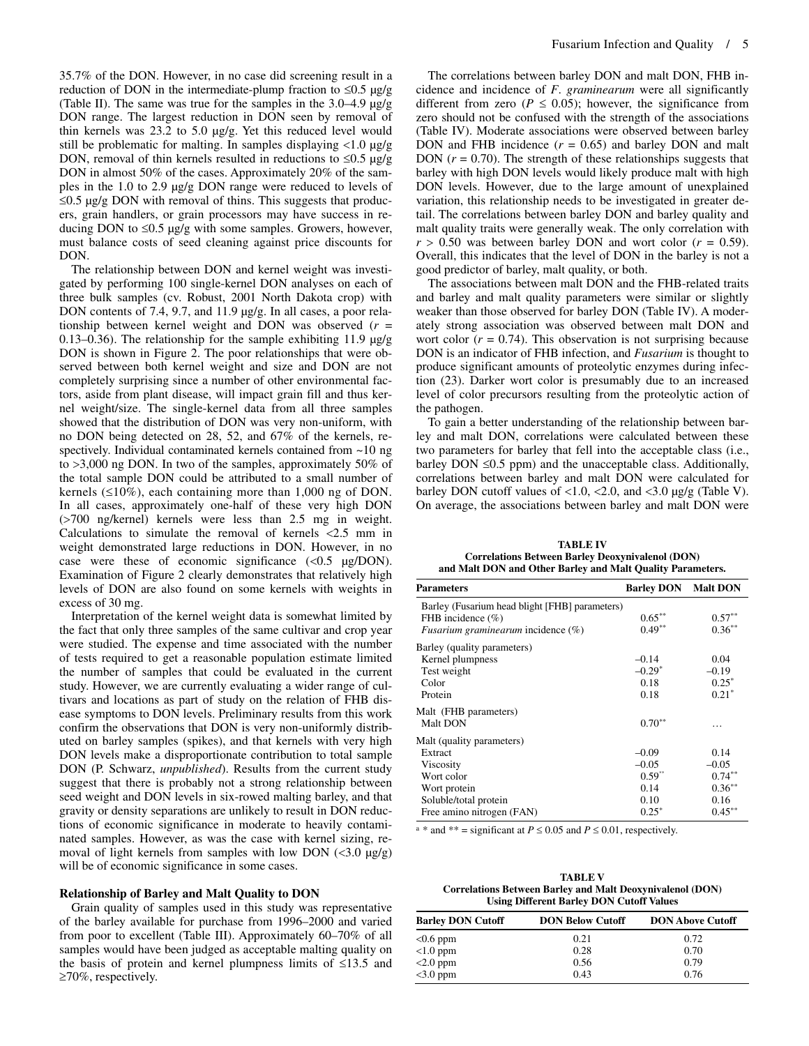35.7% of the DON. However, in no case did screening result in a reduction of DON in the intermediate-plump fraction to ≤0.5 µg/g (Table II). The same was true for the samples in the 3.0–4.9 µg/g DON range. The largest reduction in DON seen by removal of thin kernels was 23.2 to 5.0 µg/g. Yet this reduced level would still be problematic for malting. In samples displaying <1.0 µg/g DON, removal of thin kernels resulted in reductions to ≤0.5 µg/g DON in almost 50% of the cases. Approximately 20% of the samples in the 1.0 to 2.9 µg/g DON range were reduced to levels of ≤0.5 µg/g DON with removal of thins. This suggests that producers, grain handlers, or grain processors may have success in reducing DON to ≤0.5 µg/g with some samples. Growers, however, must balance costs of seed cleaning against price discounts for DON.

The relationship between DON and kernel weight was investigated by performing 100 single-kernel DON analyses on each of three bulk samples (cv. Robust, 2001 North Dakota crop) with DON contents of 7.4, 9.7, and 11.9 µg/g. In all cases, a poor relationship between kernel weight and DON was observed ($r$ = 0.13–0.36). The relationship for the sample exhibiting 11.9 µg/g DON is shown in Figure 2. The poor relationships that were observed between both kernel weight and size and DON are not completely surprising since a number of other environmental factors, aside from plant disease, will impact grain fill and thus kernel weight/size. The single-kernel data from all three samples showed that the distribution of DON was very non-uniform, with no DON being detected on 28, 52, and 67% of the kernels, respectively. Individual contaminated kernels contained from ~10 ng to >3,000 ng DON. In two of the samples, approximately 50% of the total sample DON could be attributed to a small number of kernels (≤10%), each containing more than 1,000 ng of DON. In all cases, approximately one-half of these very high DON (>700 ng/kernel) kernels were less than 2.5 mg in weight. Calculations to simulate the removal of kernels <2.5 mm in weight demonstrated large reductions in DON. However, in no case were these of economic significance (<0.5 µg/DON). Examination of Figure 2 clearly demonstrates that relatively high levels of DON are also found on some kernels with weights in excess of 30 mg.

Interpretation of the kernel weight data is somewhat limited by the fact that only three samples of the same cultivar and crop year were studied. The expense and time associated with the number of tests required to get a reasonable population estimate limited the number of samples that could be evaluated in the current study. However, we are currently evaluating a wider range of cultivars and locations as part of study on the relation of FHB disease symptoms to DON levels. Preliminary results from this work confirm the observations that DON is very non-uniformly distributed on barley samples (spikes), and that kernels with very high DON levels make a disproportionate contribution to total sample DON (P. Schwarz, *unpublished*). Results from the current study suggest that there is probably not a strong relationship between seed weight and DON levels in six-rowed malting barley, and that gravity or density separations are unlikely to result in DON reductions of economic significance in moderate to heavily contaminated samples. However, as was the case with kernel sizing, removal of light kernels from samples with low DON (<3.0 µg/g) will be of economic significance in some cases.

### Relationship of Barley and Malt Quality to DON

Grain quality of samples used in this study was representative of the barley available for purchase from 1996–2000 and varied from poor to excellent (Table III). Approximately 60–70% of all samples would have been judged as acceptable malting quality on the basis of protein and kernel plumpness limits of ≤13.5 and ≥70%, respectively.

The correlations between barley DON and malt DON, FHB incidence and incidence of *F. graminearum* were all significantly different from zero ($P \leq 0.05$); however, the significance from zero should not be confused with the strength of the associations (Table IV). Moderate associations were observed between barley DON and FHB incidence ($r$ = 0.65) and barley DON and malt DON ($r$ = 0.70). The strength of these relationships suggests that barley with high DON levels would likely produce malt with high DON levels. However, due to the large amount of unexplained variation, this relationship needs to be investigated in greater detail. The correlations between barley DON and barley quality and malt quality traits were generally weak. The only correlation with $r$ > 0.50 was between barley DON and wort color ($r$ = 0.59). Overall, this indicates that the level of DON in the barley is not a good predictor of barley, malt quality, or both.

The associations between malt DON and the FHB-related traits and barley and malt quality parameters were similar or slightly weaker than those observed for barley DON (Table IV). A moderately strong association was observed between malt DON and wort color ($r$ = 0.74). This observation is not surprising because DON is an indicator of FHB infection, and *Fusarium* is thought to produce significant amounts of proteolytic enzymes during infection (23). Darker wort color is presumably due to an increased level of color precursors resulting from the proteolytic action of the pathogen.

To gain a better understanding of the relationship between barley and malt DON, correlations were calculated between these two parameters for barley that fell into the acceptable class (i.e., barley DON ≤0.5 ppm) and the unacceptable class. Additionally, correlations between barley and malt DON were calculated for barley DON cutoff values of <1.0, <2.0, and <3.0 µg/g (Table V). On average, the associations between barley and malt DON were

**TABLE IV**
**Correlations Between Barley Deoxynivalenol (DON) and Malt DON and Other Barley and Malt Quality Parameters.**

| Parameters | Barley DON | Malt DON |
|---|---|---|
| Barley (Fusarium head blight [FHB] parameters) | | |
| FHB incidence (%) | 0.65** | 0.57** |
| *Fusarium graminearum* incidence (%) | 0.49** | 0.36** |
| Barley (quality parameters) | | |
| Kernel plumpness | –0.14 | 0.04 |
| Test weight | –0.29* | –0.19 |
| Color | 0.18 | 0.25* |
| Protein | 0.18 | 0.21* |
| Malt (FHB parameters) | | |
| Malt DON | 0.70** | … |
| Malt (quality parameters) | | |
| Extract | –0.09 | 0.14 |
| Viscosity | –0.05 | –0.05 |
| Wort color | 0.59** | 0.74** |
| Wort protein | 0.14 | 0.36** |
| Soluble/total protein | 0.10 | 0.16 |
| Free amino nitrogen (FAN) | 0.25* | 0.45** |

[a] * and ** = significant at $P \leq 0.05$ and $P \leq 0.01$, respectively.

**TABLE V**
**Correlations Between Barley and Malt Deoxynivalenol (DON) Using Different Barley DON Cutoff Values**

| Barley DON Cutoff | DON Below Cutoff | DON Above Cutoff |
|---|---|---|
| <0.6 ppm | 0.21 | 0.72 |
| <1.0 ppm | 0.28 | 0.70 |
| <2.0 ppm | 0.56 | 0.79 |
| <3.0 ppm | 0.43 | 0.76 |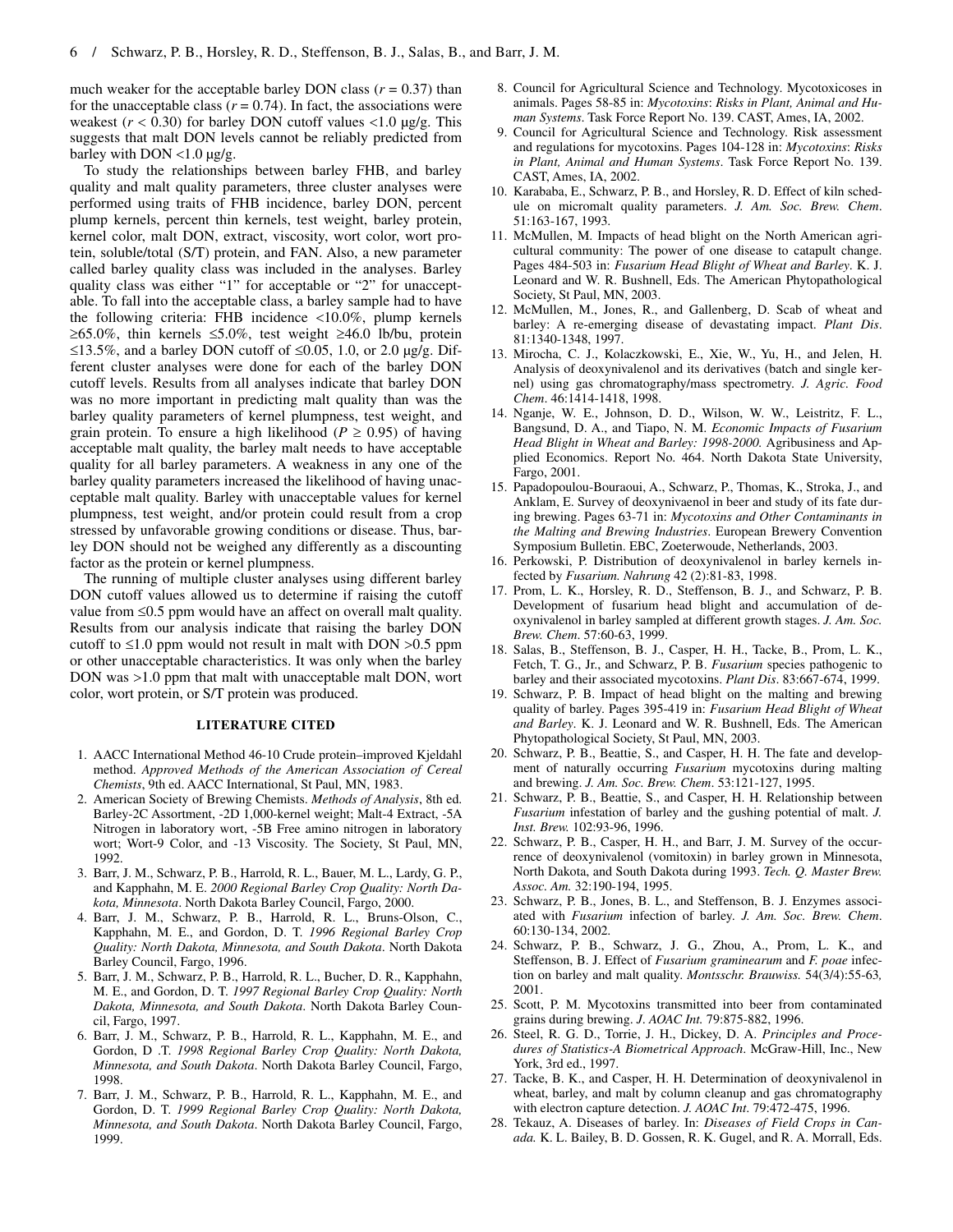much weaker for the acceptable barley DON class ($r = 0.37$) than for the unacceptable class ($r = 0.74$). In fact, the associations were weakest ($r < 0.30$) for barley DON cutoff values <1.0 µg/g. This suggests that malt DON levels cannot be reliably predicted from barley with DON <1.0 µg/g.

To study the relationships between barley FHB, and barley quality and malt quality parameters, three cluster analyses were performed using traits of FHB incidence, barley DON, percent plump kernels, percent thin kernels, test weight, barley protein, kernel color, malt DON, extract, viscosity, wort color, wort protein, soluble/total (S/T) protein, and FAN. Also, a new parameter called barley quality class was included in the analyses. Barley quality class was either "1" for acceptable or "2" for unacceptable. To fall into the acceptable class, a barley sample had to have the following criteria: FHB incidence <10.0%, plump kernels ≥65.0%, thin kernels ≤5.0%, test weight ≥46.0 lb/bu, protein ≤13.5%, and a barley DON cutoff of ≤0.05, 1.0, or 2.0 µg/g. Different cluster analyses were done for each of the barley DON cutoff levels. Results from all analyses indicate that barley DON was no more important in predicting malt quality than was the barley quality parameters of kernel plumpness, test weight, and grain protein. To ensure a high likelihood ($P \geq 0.95$) of having acceptable malt quality, the barley malt needs to have acceptable quality for all barley parameters. A weakness in any one of the barley quality parameters increased the likelihood of having unacceptable malt quality. Barley with unacceptable values for kernel plumpness, test weight, and/or protein could result from a crop stressed by unfavorable growing conditions or disease. Thus, barley DON should not be weighed any differently as a discounting factor as the protein or kernel plumpness.

The running of multiple cluster analyses using different barley DON cutoff values allowed us to determine if raising the cutoff value from ≤0.5 ppm would have an affect on overall malt quality. Results from our analysis indicate that raising the barley DON cutoff to ≤1.0 ppm would not result in malt with DON >0.5 ppm or other unacceptable characteristics. It was only when the barley DON was >1.0 ppm that malt with unacceptable malt DON, wort color, wort protein, or S/T protein was produced.

## LITERATURE CITED

1. AACC International Method 46-10 Crude protein–improved Kjeldahl method. *Approved Methods of the American Association of Cereal Chemists*, 9th ed. AACC International, St Paul, MN, 1983.
2. American Society of Brewing Chemists. *Methods of Analysis*, 8th ed. Barley-2C Assortment, -2D 1,000-kernel weight; Malt-4 Extract, -5A Nitrogen in laboratory wort, -5B Free amino nitrogen in laboratory wort; Wort-9 Color, and -13 Viscosity. The Society, St Paul, MN, 1992.
3. Barr, J. M., Schwarz, P. B., Harrold, R. L., Bauer, M. L., Lardy, G. P., and Kapphahn, M. E. *2000 Regional Barley Crop Quality: North Dakota, Minnesota*. North Dakota Barley Council, Fargo, 2000.
4. Barr, J. M., Schwarz, P. B., Harrold, R. L., Bruns-Olson, C., Kapphahn, M. E., and Gordon, D. T. *1996 Regional Barley Crop Quality: North Dakota, Minnesota, and South Dakota*. North Dakota Barley Council, Fargo, 1996.
5. Barr, J. M., Schwarz, P. B., Harrold, R. L., Bucher, D. R., Kapphahn, M. E., and Gordon, D. T. *1997 Regional Barley Crop Quality: North Dakota, Minnesota, and South Dakota*. North Dakota Barley Council, Fargo, 1997.
6. Barr, J. M., Schwarz, P. B., Harrold, R. L., Kapphahn, M. E., and Gordon, D .T. *1998 Regional Barley Crop Quality: North Dakota, Minnesota, and South Dakota*. North Dakota Barley Council, Fargo, 1998.
7. Barr, J. M., Schwarz, P. B., Harrold, R. L., Kapphahn, M. E., and Gordon, D. T. *1999 Regional Barley Crop Quality: North Dakota, Minnesota, and South Dakota*. North Dakota Barley Council, Fargo, 1999.
8. Council for Agricultural Science and Technology. Mycotoxicoses in animals. Pages 58-85 in: *Mycotoxins*: *Risks in Plant, Animal and Human Systems*. Task Force Report No. 139. CAST, Ames, IA, 2002.
9. Council for Agricultural Science and Technology. Risk assessment and regulations for mycotoxins. Pages 104-128 in: *Mycotoxins*: *Risks in Plant, Animal and Human Systems*. Task Force Report No. 139. CAST, Ames, IA, 2002.
10. Karababa, E., Schwarz, P. B., and Horsley, R. D. Effect of kiln schedule on micromalt quality parameters. *J. Am. Soc. Brew. Chem*. 51:163-167, 1993.
11. McMullen, M. Impacts of head blight on the North American agricultural community: The power of one disease to catapult change. Pages 484-503 in: *Fusarium Head Blight of Wheat and Barley*. K. J. Leonard and W. R. Bushnell, Eds. The American Phytopathological Society, St Paul, MN, 2003.
12. McMullen, M., Jones, R., and Gallenberg, D. Scab of wheat and barley: A re-emerging disease of devastating impact. *Plant Dis*. 81:1340-1348, 1997.
13. Mirocha, C. J., Kolaczkowski, E., Xie, W., Yu, H., and Jelen, H. Analysis of deoxynivalenol and its derivatives (batch and single kernel) using gas chromatography/mass spectrometry. *J. Agric. Food Chem*. 46:1414-1418, 1998.
14. Nganje, W. E., Johnson, D. D., Wilson, W. W., Leistritz, F. L., Bangsund, D. A., and Tiapo, N. M. *Economic Impacts of Fusarium Head Blight in Wheat and Barley: 1998-2000.* Agribusiness and Applied Economics. Report No. 464. North Dakota State University, Fargo, 2001.
15. Papadopoulou-Bouraoui, A., Schwarz, P., Thomas, K., Stroka, J., and Anklam, E. Survey of deoxynivaenol in beer and study of its fate during brewing. Pages 63-71 in: *Mycotoxins and Other Contaminants in the Malting and Brewing Industries*. European Brewery Convention Symposium Bulletin. EBC, Zoeterwoude, Netherlands, 2003.
16. Perkowski, P. Distribution of deoxynivalenol in barley kernels infected by *Fusarium. Nahrung* 42 (2):81-83, 1998.
17. Prom, L. K., Horsley, R. D., Steffenson, B. J., and Schwarz, P. B. Development of fusarium head blight and accumulation of deoxynivalenol in barley sampled at different growth stages. *J. Am. Soc. Brew. Chem*. 57:60-63, 1999.
18. Salas, B., Steffenson, B. J., Casper, H. H., Tacke, B., Prom, L. K., Fetch, T. G., Jr., and Schwarz, P. B. *Fusarium* species pathogenic to barley and their associated mycotoxins. *Plant Dis*. 83:667-674, 1999.
19. Schwarz, P. B. Impact of head blight on the malting and brewing quality of barley. Pages 395-419 in: *Fusarium Head Blight of Wheat and Barley*. K. J. Leonard and W. R. Bushnell, Eds. The American Phytopathological Society, St Paul, MN, 2003.
20. Schwarz, P. B., Beattie, S., and Casper, H. H. The fate and development of naturally occurring *Fusarium* mycotoxins during malting and brewing. *J. Am. Soc. Brew. Chem*. 53:121-127, 1995.
21. Schwarz, P. B., Beattie, S., and Casper, H. H. Relationship between *Fusarium* infestation of barley and the gushing potential of malt. *J. Inst. Brew.* 102:93-96, 1996.
22. Schwarz, P. B., Casper, H. H., and Barr, J. M. Survey of the occurrence of deoxynivalenol (vomitoxin) in barley grown in Minnesota, North Dakota, and South Dakota during 1993. *Tech. Q. Master Brew. Assoc. Am.* 32:190-194, 1995.
23. Schwarz, P. B., Jones, B. L., and Steffenson, B. J. Enzymes associated with *Fusarium* infection of barley. *J. Am. Soc. Brew. Chem*. 60:130-134, 2002.
24. Schwarz, P. B., Schwarz, J. G., Zhou, A., Prom, L. K., and Steffenson, B. J. Effect of *Fusarium graminearum* and *F. poae* infection on barley and malt quality. *Montsschr. Brauwiss.* 54(3/4):55-63*,* 2001.
25. Scott, P. M. Mycotoxins transmitted into beer from contaminated grains during brewing. *J. AOAC Int.* 79:875-882, 1996.
26. Steel, R. G. D., Torrie, J. H., Dickey, D. A. *Principles and Procedures of Statistics-A Biometrical Approach*. McGraw-Hill, Inc., New York, 3rd ed., 1997.
27. Tacke, B. K., and Casper, H. H. Determination of deoxynivalenol in wheat, barley, and malt by column cleanup and gas chromatography with electron capture detection. *J. AOAC Int*. 79:472-475, 1996.
28. Tekauz, A. Diseases of barley. In: *Diseases of Field Crops in Canada.* K. L. Bailey, B. D. Gossen, R. K. Gugel, and R. A. Morrall, Eds.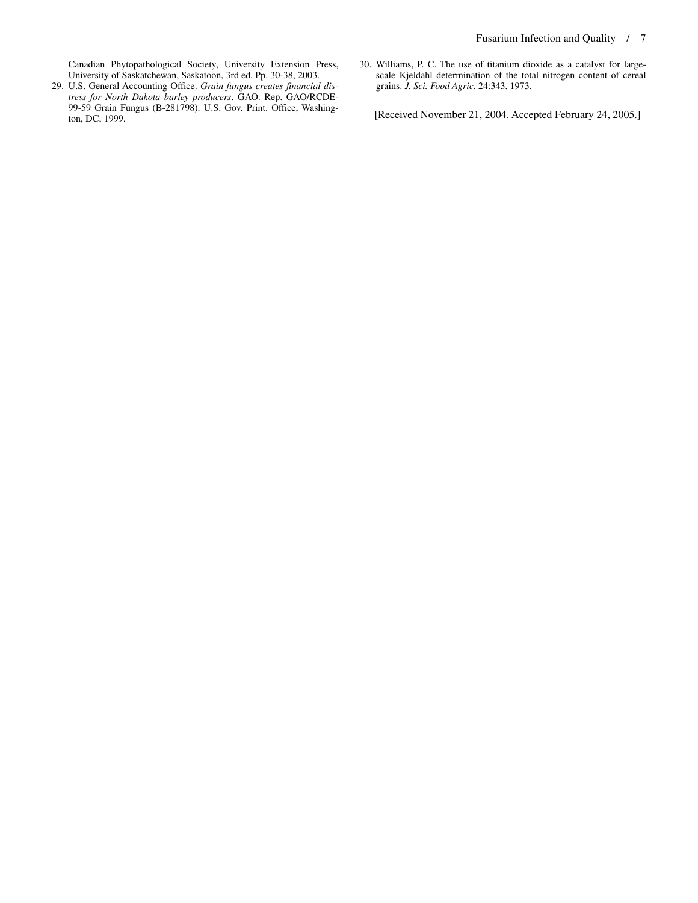Canadian Phytopathological Society, University Extension Press, University of Saskatchewan, Saskatoon, 3rd ed. Pp. 30-38, 2003.

29. U.S. General Accounting Office. *Grain fungus creates financial distress for North Dakota barley producers*. GAO. Rep. GAO/RCDE-99-59 Grain Fungus (B-281798). U.S. Gov. Print. Office, Washington, DC, 1999.

30. Williams, P. C. The use of titanium dioxide as a catalyst for large-scale Kjeldahl determination of the total nitrogen content of cereal grains. *J. Sci. Food Agric*. 24:343, 1973.

[Received November 21, 2004. Accepted February 24, 2005.]